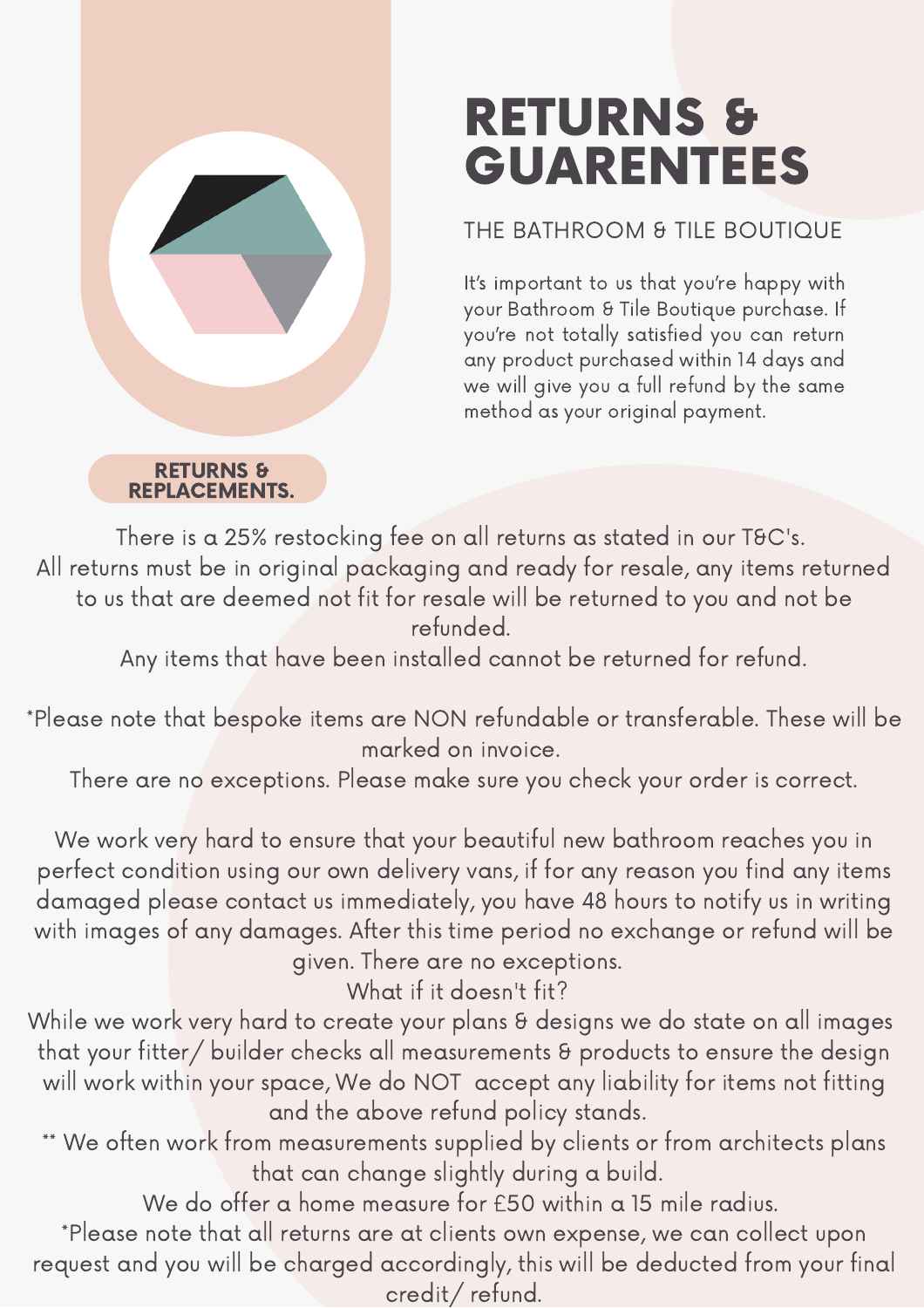# RETURNS & GUARENTEES

THE BATHROOM & TILE BOUTIQUE

It's important to us that you're happy with your Bathroom & Tile Boutique purchase. If you're not totally satisfied you can return any product purchased within 14 days and we will give you a full refund by the same method as your original payment.

## RETURNS & REPLACEMENTS.

There is a 25% restocking fee on all returns as stated in our T&C's.
All returns must be in original packaging and ready for resale, any items returned to us that are deemed not fit for resale will be returned to you and not be refunded.
Any items that have been installed cannot be returned for refund.

*Please note that bespoke items are NON refundable or transferable. These will be marked on invoice.
There are no exceptions. Please make sure you check your order is correct.

We work very hard to ensure that your beautiful new bathroom reaches you in perfect condition using our own delivery vans, if for any reason you find any items damaged please contact us immediately, you have 48 hours to notify us in writing with images of any damages. After this time period no exchange or refund will be given. There are no exceptions.

What if it doesn't fit?

While we work very hard to create your plans & designs we do state on all images that your fitter/ builder checks all measurements & products to ensure the design will work within your space, We do NOT accept any liability for items not fitting and the above refund policy stands.

** We often work from measurements supplied by clients or from architects plans that can change slightly during a build.

We do offer a home measure for £50 within a 15 mile radius.

*Please note that all returns are at clients own expense, we can collect upon request and you will be charged accordingly, this will be deducted from your final credit/ refund.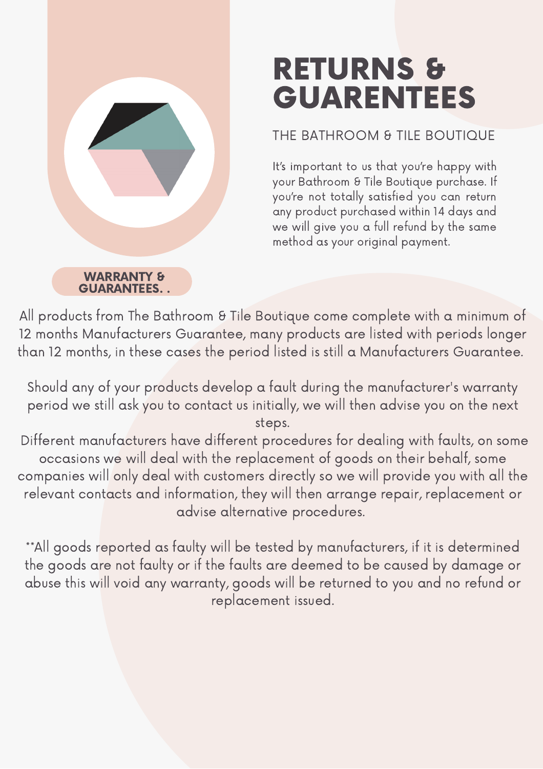# RETURNS & GUARENTEES

THE BATHROOM & TILE BOUTIQUE

It's important to us that you're happy with your Bathroom & Tile Boutique purchase. If you're not totally satisfied you can return any product purchased within 14 days and we will give you a full refund by the same method as your original payment.

## WARRANTY & GUARANTEES. .

All products from The Bathroom & Tile Boutique come complete with a minimum of 12 months Manufacturers Guarantee, many products are listed with periods longer than 12 months, in these cases the period listed is still a Manufacturers Guarantee.

Should any of your products develop a fault during the manufacturer's warranty period we still ask you to contact us initially, we will then advise you on the next steps.

Different manufacturers have different procedures for dealing with faults, on some occasions we will deal with the replacement of goods on their behalf, some companies will only deal with customers directly so we will provide you with all the relevant contacts and information, they will then arrange repair, replacement or advise alternative procedures.

**All goods reported as faulty will be tested by manufacturers, if it is determined the goods are not faulty or if the faults are deemed to be caused by damage or abuse this will void any warranty, goods will be returned to you and no refund or replacement issued.